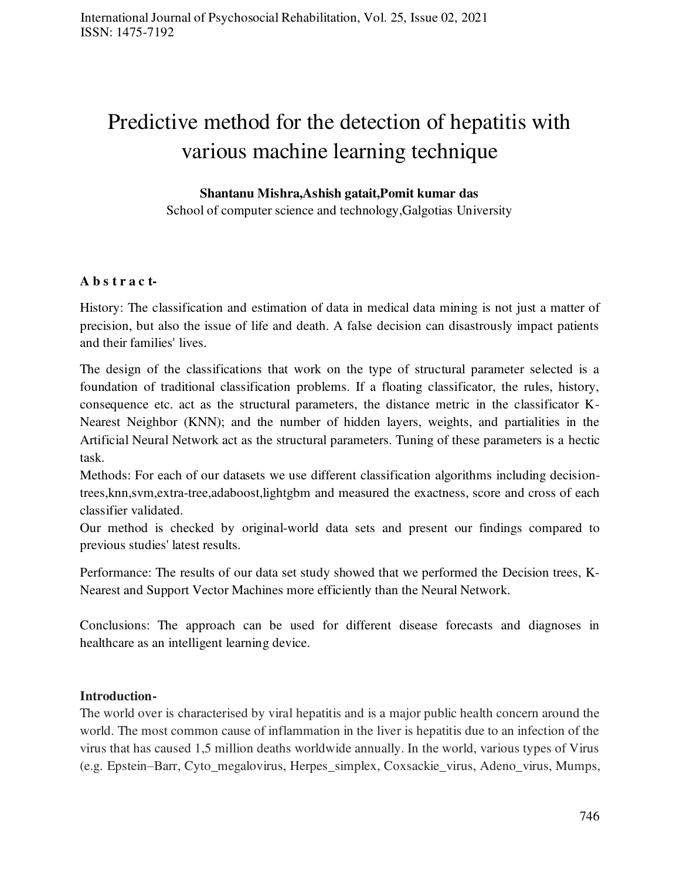# Predictive method for the detection of hepatitis with various machine learning technique

**Shantanu Mishra,Ashish gatait,Pomit kumar das**

School of computer science and technology,Galgotias University

**A b s t r a c t-**

History: The classification and estimation of data in medical data mining is not just a matter of precision, but also the issue of life and death. A false decision can disastrously impact patients and their families' lives.

The design of the classifications that work on the type of structural parameter selected is a foundation of traditional classification problems. If a floating classificator, the rules, history, consequence etc. act as the structural parameters, the distance metric in the classificator K-Nearest Neighbor (KNN); and the number of hidden layers, weights, and partialities in the Artificial Neural Network act as the structural parameters. Tuning of these parameters is a hectic task.

Methods: For each of our datasets we use different classification algorithms including decision-trees,knn,svm,extra-tree,adaboost,lightgbm and measured the exactness, score and cross of each classifier validated.

Our method is checked by original-world data sets and present our findings compared to previous studies' latest results.

Performance: The results of our data set study showed that we performed the Decision trees, K-Nearest and Support Vector Machines more efficiently than the Neural Network.

Conclusions: The approach can be used for different disease forecasts and diagnoses in healthcare as an intelligent learning device.

**Introduction-**

The world over is characterised by viral hepatitis and is a major public health concern around the world. The most common cause of inflammation in the liver is hepatitis due to an infection of the virus that has caused 1,5 million deaths worldwide annually. In the world, various types of Virus (e.g. Epstein–Barr, Cyto_megalovirus, Herpes_simplex, Coxsackie_virus, Adeno_virus, Mumps,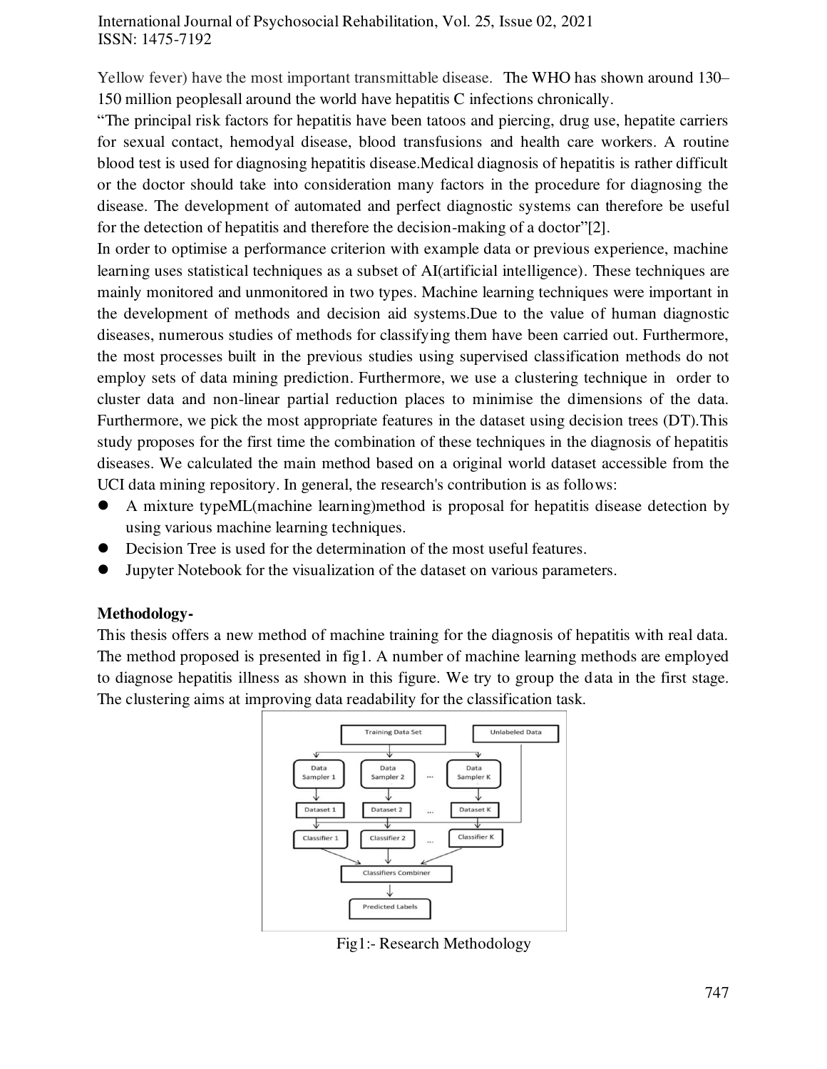Yellow fever) have the most important transmittable disease. The WHO has shown around 130–150 million peoplesall around the world have hepatitis C infections chronically.

"The principal risk factors for hepatitis have been tatoos and piercing, drug use, hepatite carriers for sexual contact, hemodyal disease, blood transfusions and health care workers. A routine blood test is used for diagnosing hepatitis disease.Medical diagnosis of hepatitis is rather difficult or the doctor should take into consideration many factors in the procedure for diagnosing the disease. The development of automated and perfect diagnostic systems can therefore be useful for the detection of hepatitis and therefore the decision-making of a doctor"[2].

In order to optimise a performance criterion with example data or previous experience, machine learning uses statistical techniques as a subset of AI(artificial intelligence). These techniques are mainly monitored and unmonitored in two types. Machine learning techniques were important in the development of methods and decision aid systems.Due to the value of human diagnostic diseases, numerous studies of methods for classifying them have been carried out. Furthermore, the most processes built in the previous studies using supervised classification methods do not employ sets of data mining prediction. Furthermore, we use a clustering technique in order to cluster data and non-linear partial reduction places to minimise the dimensions of the data. Furthermore, we pick the most appropriate features in the dataset using decision trees (DT).This study proposes for the first time the combination of these techniques in the diagnosis of hepatitis diseases. We calculated the main method based on a original world dataset accessible from the UCI data mining repository. In general, the research's contribution is as follows:

- A mixture typeML(machine learning)method is proposal for hepatitis disease detection by using various machine learning techniques.
- Decision Tree is used for the determination of the most useful features.
- Jupyter Notebook for the visualization of the dataset on various parameters.

**Methodology-**

This thesis offers a new method of machine training for the diagnosis of hepatitis with real data. The method proposed is presented in fig1. A number of machine learning methods are employed to diagnose hepatitis illness as shown in this figure. We try to group the data in the first stage. The clustering aims at improving data readability for the classification task.

Fig1:- Research Methodology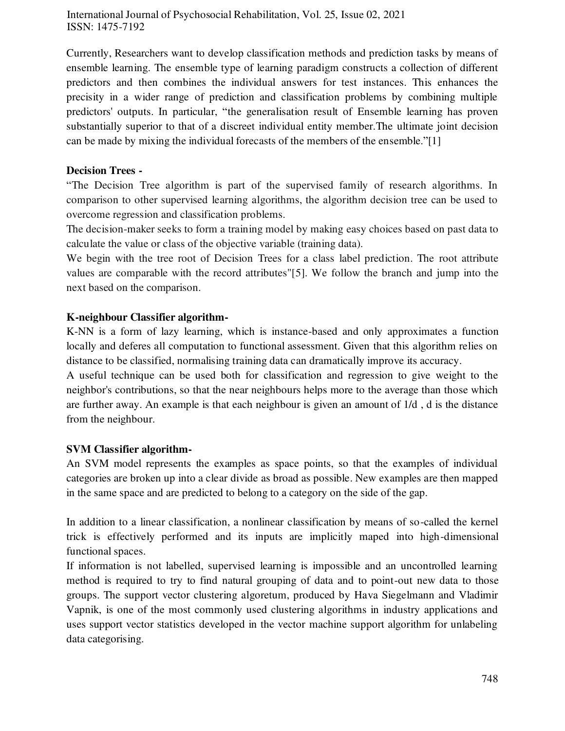Currently, Researchers want to develop classification methods and prediction tasks by means of ensemble learning. The ensemble type of learning paradigm constructs a collection of different predictors and then combines the individual answers for test instances. This enhances the precisity in a wider range of prediction and classification problems by combining multiple predictors' outputs. In particular, "the generalisation result of Ensemble learning has proven substantially superior to that of a discreet individual entity member.The ultimate joint decision can be made by mixing the individual forecasts of the members of the ensemble."[1]

**Decision Trees -**

"The Decision Tree algorithm is part of the supervised family of research algorithms. In comparison to other supervised learning algorithms, the algorithm decision tree can be used to overcome regression and classification problems.

The decision-maker seeks to form a training model by making easy choices based on past data to calculate the value or class of the objective variable (training data).

We begin with the tree root of Decision Trees for a class label prediction. The root attribute values are comparable with the record attributes"[5]. We follow the branch and jump into the next based on the comparison.

**K-neighbour Classifier algorithm-**

K-NN is a form of lazy learning, which is instance-based and only approximates a function locally and deferes all computation to functional assessment. Given that this algorithm relies on distance to be classified, normalising training data can dramatically improve its accuracy.

A useful technique can be used both for classification and regression to give weight to the neighbor's contributions, so that the near neighbours helps more to the average than those which are further away. An example is that each neighbour is given an amount of 1/d , d is the distance from the neighbour.

**SVM Classifier algorithm-**

An SVM model represents the examples as space points, so that the examples of individual categories are broken up into a clear divide as broad as possible. New examples are then mapped in the same space and are predicted to belong to a category on the side of the gap.

In addition to a linear classification, a nonlinear classification by means of so-called the kernel trick is effectively performed and its inputs are implicitly maped into high-dimensional functional spaces.

If information is not labelled, supervised learning is impossible and an uncontrolled learning method is required to try to find natural grouping of data and to point-out new data to those groups. The support vector clustering algoretum, produced by Hava Siegelmann and Vladimir Vapnik, is one of the most commonly used clustering algorithms in industry applications and uses support vector statistics developed in the vector machine support algorithm for unlabeling data categorising.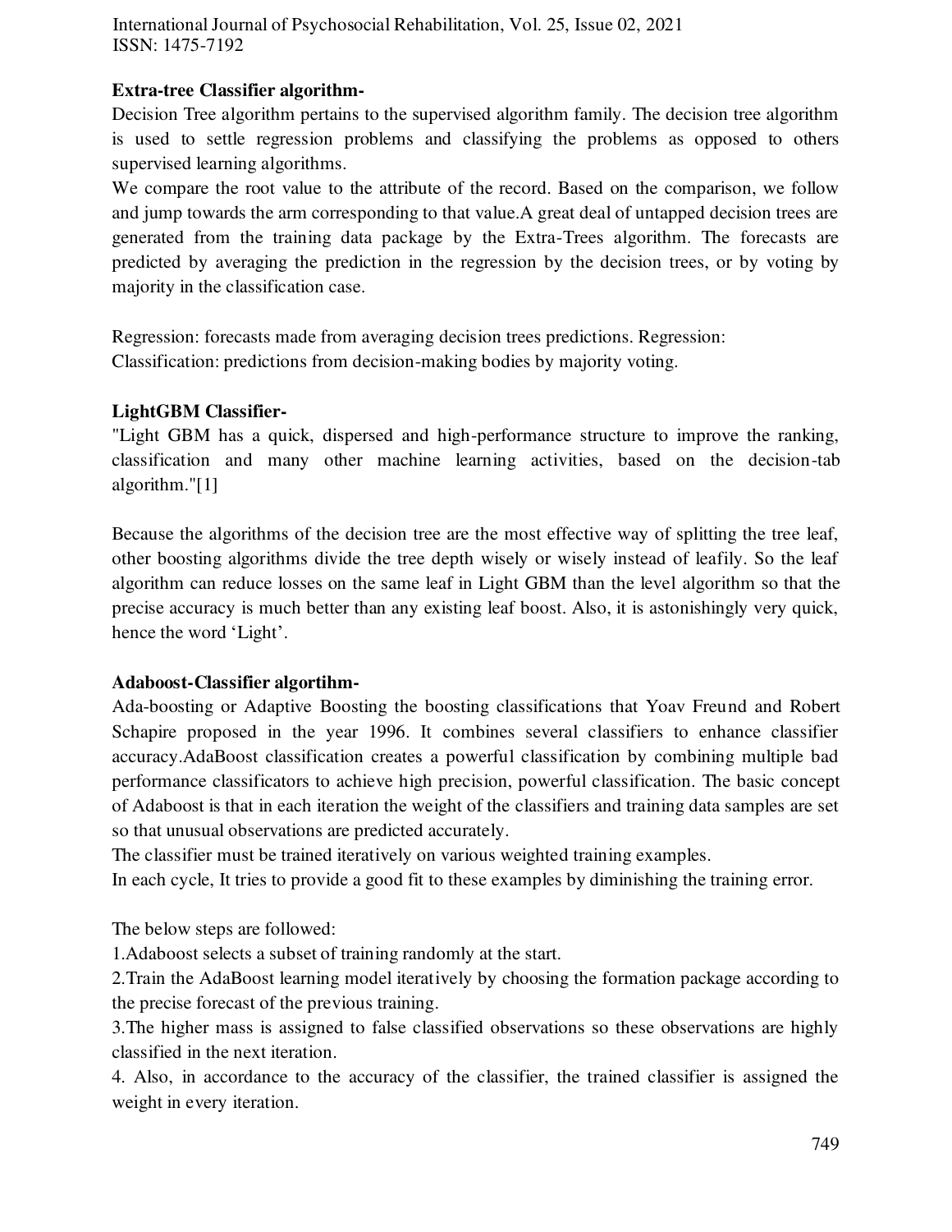**Extra-tree Classifier algorithm-**

Decision Tree algorithm pertains to the supervised algorithm family. The decision tree algorithm is used to settle regression problems and classifying the problems as opposed to others supervised learning algorithms.

We compare the root value to the attribute of the record. Based on the comparison, we follow and jump towards the arm corresponding to that value.A great deal of untapped decision trees are generated from the training data package by the Extra-Trees algorithm. The forecasts are predicted by averaging the prediction in the regression by the decision trees, or by voting by majority in the classification case.

Regression: forecasts made from averaging decision trees predictions. Regression:
Classification: predictions from decision-making bodies by majority voting.

**LightGBM Classifier-**

"Light GBM has a quick, dispersed and high-performance structure to improve the ranking, classification and many other machine learning activities, based on the decision-tab algorithm."[1]

Because the algorithms of the decision tree are the most effective way of splitting the tree leaf, other boosting algorithms divide the tree depth wisely or wisely instead of leafily. So the leaf algorithm can reduce losses on the same leaf in Light GBM than the level algorithm so that the precise accuracy is much better than any existing leaf boost. Also, it is astonishingly very quick, hence the word 'Light'.

**Adaboost-Classifier algortihm-**

Ada-boosting or Adaptive Boosting the boosting classifications that Yoav Freund and Robert Schapire proposed in the year 1996. It combines several classifiers to enhance classifier accuracy.AdaBoost classification creates a powerful classification by combining multiple bad performance classificators to achieve high precision, powerful classification. The basic concept of Adaboost is that in each iteration the weight of the classifiers and training data samples are set so that unusual observations are predicted accurately.

The classifier must be trained iteratively on various weighted training examples.

In each cycle, It tries to provide a good fit to these examples by diminishing the training error.

The below steps are followed:

1.Adaboost selects a subset of training randomly at the start.

2.Train the AdaBoost learning model iteratively by choosing the formation package according to the precise forecast of the previous training.

3.The higher mass is assigned to false classified observations so these observations are highly classified in the next iteration.

4. Also, in accordance to the accuracy of the classifier, the trained classifier is assigned the weight in every iteration.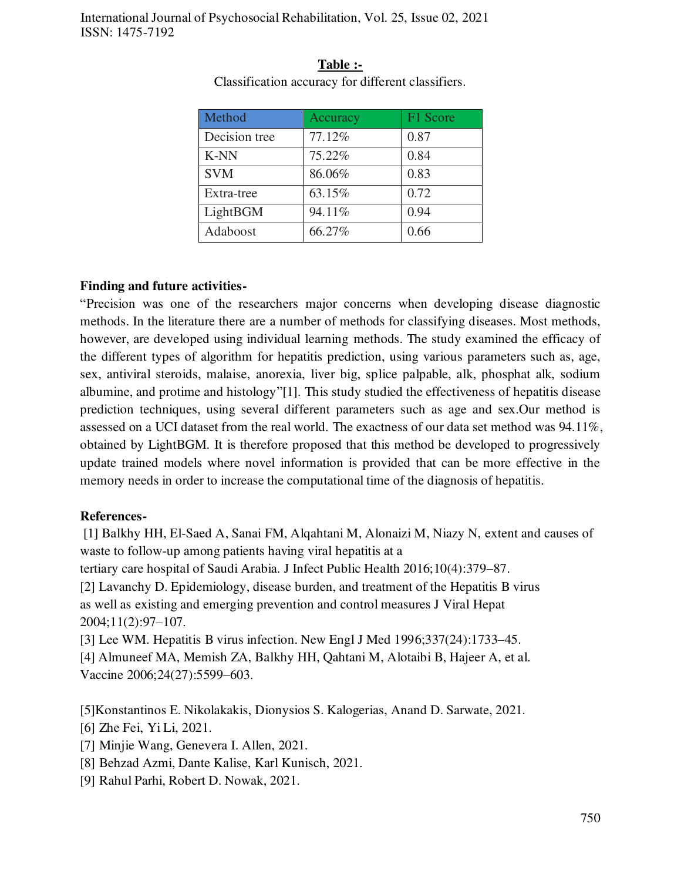**Table :-**

Classification accuracy for different classifiers.

| Method | Accuracy | F1 Score |
| --- | --- | --- |
| Decision tree | 77.12% | 0.87 |
| K-NN | 75.22% | 0.84 |
| SVM | 86.06% | 0.83 |
| Extra-tree | 63.15% | 0.72 |
| LightBGM | 94.11% | 0.94 |
| Adaboost | 66.27% | 0.66 |

**Finding and future activities-**

"Precision was one of the researchers major concerns when developing disease diagnostic methods. In the literature there are a number of methods for classifying diseases. Most methods, however, are developed using individual learning methods. The study examined the efficacy of the different types of algorithm for hepatitis prediction, using various parameters such as, age, sex, antiviral steroids, malaise, anorexia, liver big, splice palpable, alk, phosphat alk, sodium albumine, and protime and histology"[1]. This study studied the effectiveness of hepatitis disease prediction techniques, using several different parameters such as age and sex.Our method is assessed on a UCI dataset from the real world. The exactness of our data set method was 94.11%, obtained by LightBGM. It is therefore proposed that this method be developed to progressively update trained models where novel information is provided that can be more effective in the memory needs in order to increase the computational time of the diagnosis of hepatitis.

**References-**

[1] Balkhy HH, El-Saed A, Sanai FM, Alqahtani M, Alonaizi M, Niazy N, extent and causes of waste to follow-up among patients having viral hepatitis at a tertiary care hospital of Saudi Arabia. J Infect Public Health 2016;10(4):379–87.

[2] Lavanchy D. Epidemiology, disease burden, and treatment of the Hepatitis B virus as well as existing and emerging prevention and control measures J Viral Hepat 2004;11(2):97–107.

[3] Lee WM. Hepatitis B virus infection. New Engl J Med 1996;337(24):1733–45.

[4] Almuneef MA, Memish ZA, Balkhy HH, Qahtani M, Alotaibi B, Hajeer A, et al. Vaccine 2006;24(27):5599–603.

[5]Konstantinos E. Nikolakakis, Dionysios S. Kalogerias, Anand D. Sarwate, 2021.

[6] Zhe Fei, Yi Li, 2021.

[7] Minjie Wang, Genevera I. Allen, 2021.

[8] Behzad Azmi, Dante Kalise, Karl Kunisch, 2021.

[9] Rahul Parhi, Robert D. Nowak, 2021.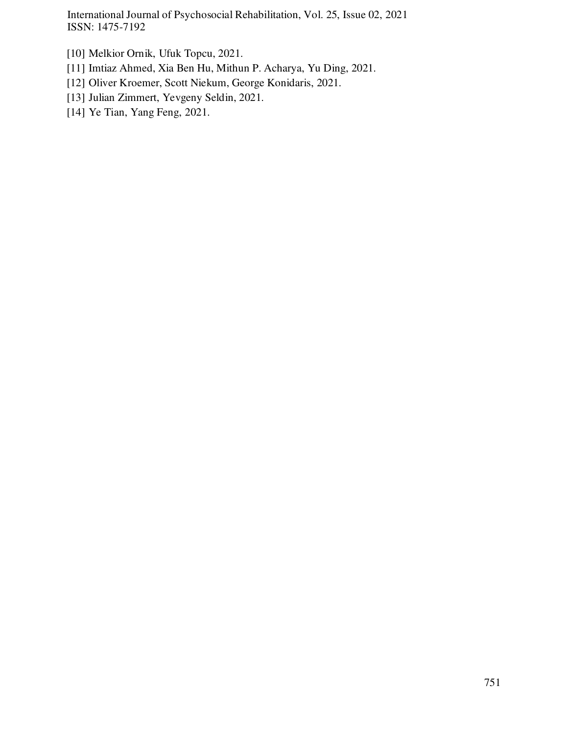[10] Melkior Ornik, Ufuk Topcu, 2021.

[11] Imtiaz Ahmed, Xia Ben Hu, Mithun P. Acharya, Yu Ding, 2021.

[12] Oliver Kroemer, Scott Niekum, George Konidaris, 2021.

[13] Julian Zimmert, Yevgeny Seldin, 2021.

[14] Ye Tian, Yang Feng, 2021.